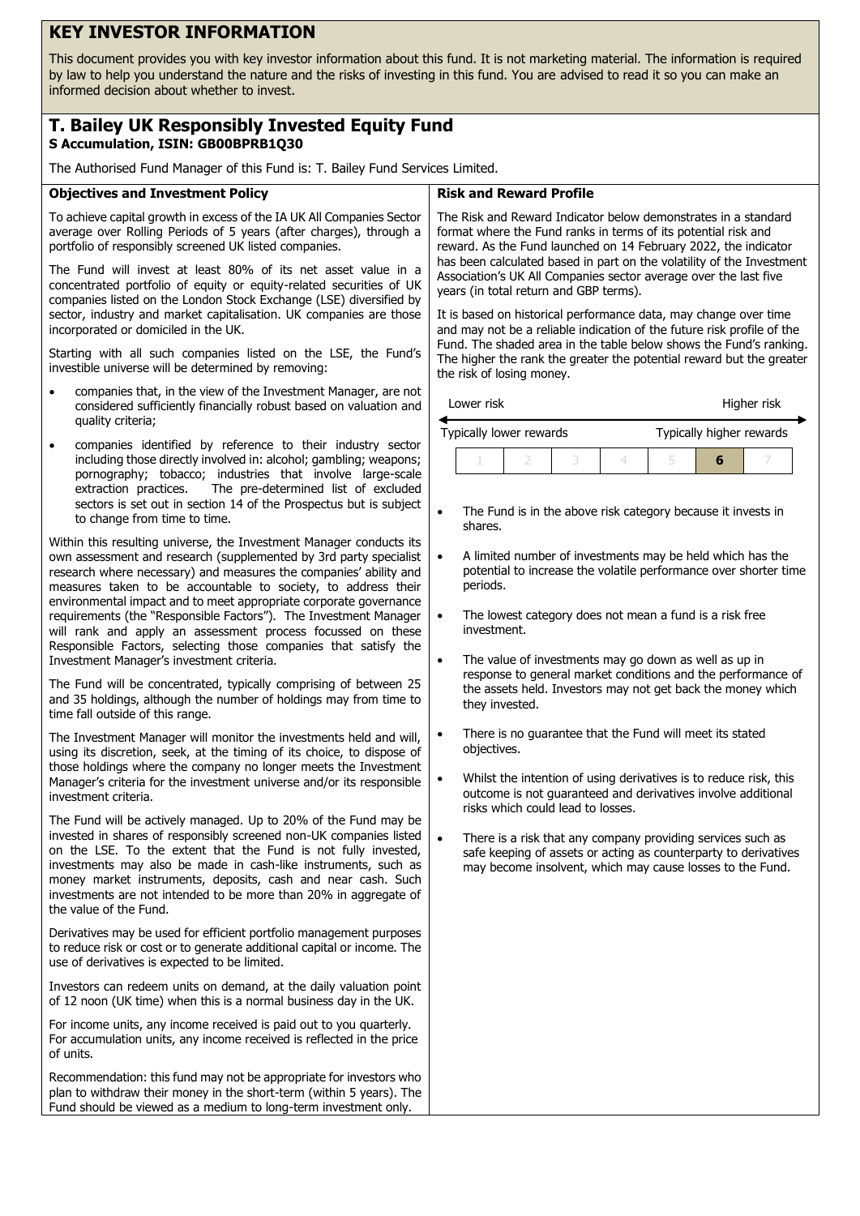# KEY INVESTOR INFORMATION

This document provides you with key investor information about this fund. It is not marketing material. The information is required by law to help you understand the nature and the risks of investing in this fund. You are advised to read it so you can make an informed decision about whether to invest.

## T. Bailey UK Responsibly Invested Equity Fund

**S Accumulation, ISIN: GB00BPRB1Q30**

The Authorised Fund Manager of this Fund is: T. Bailey Fund Services Limited.

### Objectives and Investment Policy

To achieve capital growth in excess of the IA UK All Companies Sector average over Rolling Periods of 5 years (after charges), through a portfolio of responsibly screened UK listed companies.

The Fund will invest at least 80% of its net asset value in a concentrated portfolio of equity or equity-related securities of UK companies listed on the London Stock Exchange (LSE) diversified by sector, industry and market capitalisation. UK companies are those incorporated or domiciled in the UK.

Starting with all such companies listed on the LSE, the Fund's investible universe will be determined by removing:

- companies that, in the view of the Investment Manager, are not considered sufficiently financially robust based on valuation and quality criteria;
- companies identified by reference to their industry sector including those directly involved in: alcohol; gambling; weapons; pornography; tobacco; industries that involve large-scale extraction practices. The pre-determined list of excluded sectors is set out in section 14 of the Prospectus but is subject to change from time to time.

Within this resulting universe, the Investment Manager conducts its own assessment and research (supplemented by 3rd party specialist research where necessary) and measures the companies' ability and measures taken to be accountable to society, to address their environmental impact and to meet appropriate corporate governance requirements (the "Responsible Factors"). The Investment Manager will rank and apply an assessment process focussed on these Responsible Factors, selecting those companies that satisfy the Investment Manager's investment criteria.

The Fund will be concentrated, typically comprising of between 25 and 35 holdings, although the number of holdings may from time to time fall outside of this range.

The Investment Manager will monitor the investments held and will, using its discretion, seek, at the timing of its choice, to dispose of those holdings where the company no longer meets the Investment Manager's criteria for the investment universe and/or its responsible investment criteria.

The Fund will be actively managed. Up to 20% of the Fund may be invested in shares of responsibly screened non-UK companies listed on the LSE. To the extent that the Fund is not fully invested, investments may also be made in cash-like instruments, such as money market instruments, deposits, cash and near cash. Such investments are not intended to be more than 20% in aggregate of the value of the Fund.

Derivatives may be used for efficient portfolio management purposes to reduce risk or cost or to generate additional capital or income. The use of derivatives is expected to be limited.

Investors can redeem units on demand, at the daily valuation point of 12 noon (UK time) when this is a normal business day in the UK.

For income units, any income received is paid out to you quarterly. For accumulation units, any income received is reflected in the price of units.

Recommendation: this fund may not be appropriate for investors who plan to withdraw their money in the short-term (within 5 years). The Fund should be viewed as a medium to long-term investment only.

### Risk and Reward Profile

The Risk and Reward Indicator below demonstrates in a standard format where the Fund ranks in terms of its potential risk and reward. As the Fund launched on 14 February 2022, the indicator has been calculated based in part on the volatility of the Investment Association's UK All Companies sector average over the last five years (in total return and GBP terms).

It is based on historical performance data, may change over time and may not be a reliable indication of the future risk profile of the Fund. The shaded area in the table below shows the Fund's ranking. The higher the rank the greater the potential reward but the greater the risk of losing money.

| Lower risk | | | | | | Higher risk |
|---|---|---|---|---|---|---|
| Typically lower rewards | | | | | | Typically higher rewards |
| 1 | 2 | 3 | 4 | 5 | **6** | 7 |

- The Fund is in the above risk category because it invests in shares.
- A limited number of investments may be held which has the potential to increase the volatile performance over shorter time periods.
- The lowest category does not mean a fund is a risk free investment.
- The value of investments may go down as well as up in response to general market conditions and the performance of the assets held. Investors may not get back the money which they invested.
- There is no guarantee that the Fund will meet its stated objectives.
- Whilst the intention of using derivatives is to reduce risk, this outcome is not guaranteed and derivatives involve additional risks which could lead to losses.
- There is a risk that any company providing services such as safe keeping of assets or acting as counterparty to derivatives may become insolvent, which may cause losses to the Fund.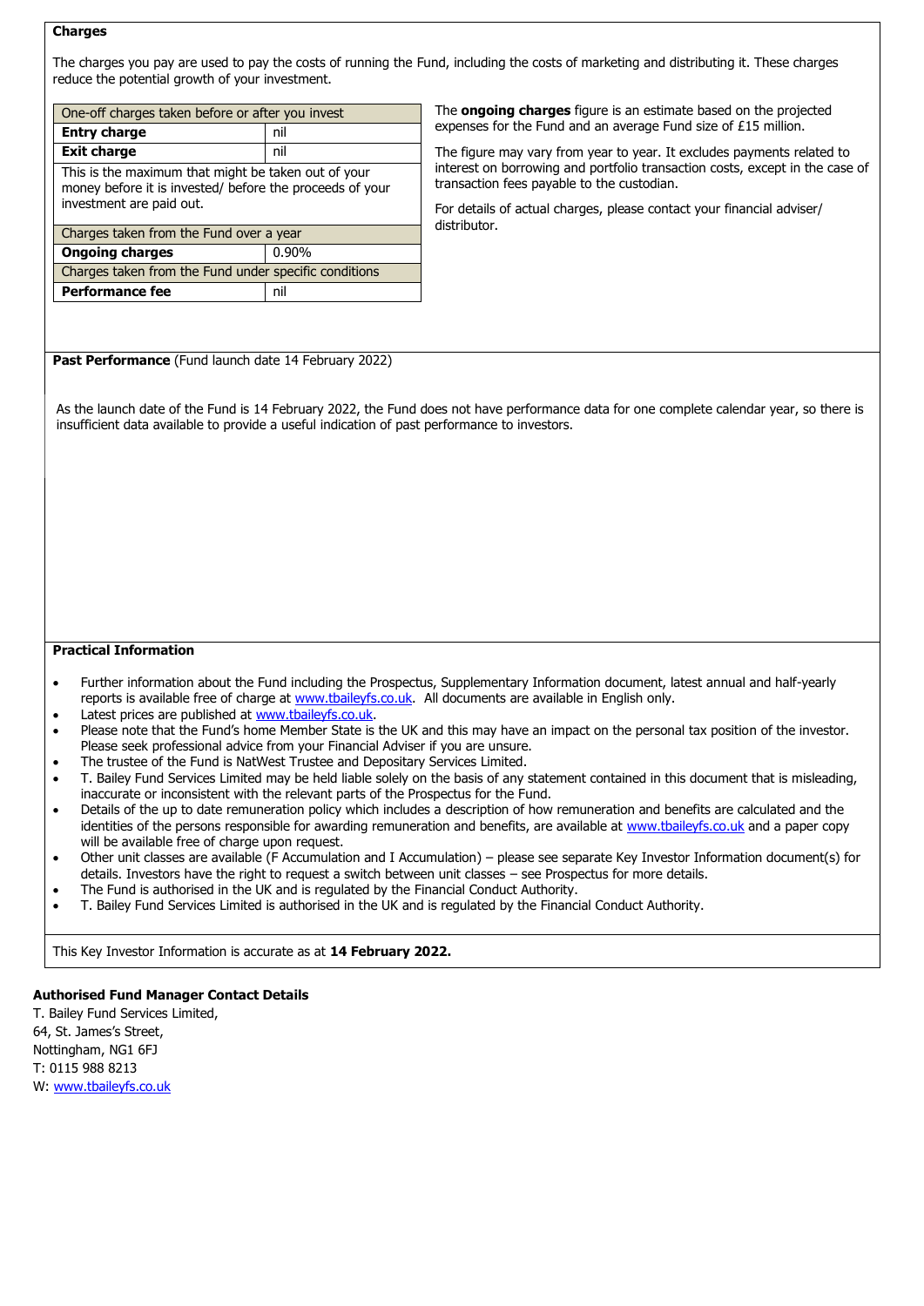## Charges

The charges you pay are used to pay the costs of running the Fund, including the costs of marketing and distributing it. These charges reduce the potential growth of your investment.

| One-off charges taken before or after you invest | |
|---|---|
| **Entry charge** | nil |
| **Exit charge** | nil |
| This is the maximum that might be taken out of your money before it is invested/ before the proceeds of your investment are paid out. | |
| Charges taken from the Fund over a year | |
| **Ongoing charges** | 0.90% |
| Charges taken from the Fund under specific conditions | |
| **Performance fee** | nil |

The **ongoing charges** figure is an estimate based on the projected expenses for the Fund and an average Fund size of £15 million.

The figure may vary from year to year. It excludes payments related to interest on borrowing and portfolio transaction costs, except in the case of transaction fees payable to the custodian.

For details of actual charges, please contact your financial adviser/ distributor.

**Past Performance** (Fund launch date 14 February 2022)

As the launch date of the Fund is 14 February 2022, the Fund does not have performance data for one complete calendar year, so there is insufficient data available to provide a useful indication of past performance to investors.

## Practical Information

- Further information about the Fund including the Prospectus, Supplementary Information document, latest annual and half-yearly reports is available free of charge at www.tbaileyfs.co.uk. All documents are available in English only.
- Latest prices are published at www.tbaileyfs.co.uk.
- Please note that the Fund's home Member State is the UK and this may have an impact on the personal tax position of the investor. Please seek professional advice from your Financial Adviser if you are unsure.
- The trustee of the Fund is NatWest Trustee and Depositary Services Limited.
- T. Bailey Fund Services Limited may be held liable solely on the basis of any statement contained in this document that is misleading, inaccurate or inconsistent with the relevant parts of the Prospectus for the Fund.
- Details of the up to date remuneration policy which includes a description of how remuneration and benefits are calculated and the identities of the persons responsible for awarding remuneration and benefits, are available at www.tbaileyfs.co.uk and a paper copy will be available free of charge upon request.
- Other unit classes are available (F Accumulation and I Accumulation) – please see separate Key Investor Information document(s) for details. Investors have the right to request a switch between unit classes – see Prospectus for more details.
- The Fund is authorised in the UK and is regulated by the Financial Conduct Authority.
- T. Bailey Fund Services Limited is authorised in the UK and is regulated by the Financial Conduct Authority.

This Key Investor Information is accurate as at **14 February 2022.**

**Authorised Fund Manager Contact Details**

T. Bailey Fund Services Limited,
64, St. James's Street,
Nottingham, NG1 6FJ
T: 0115 988 8213
W: www.tbaileyfs.co.uk